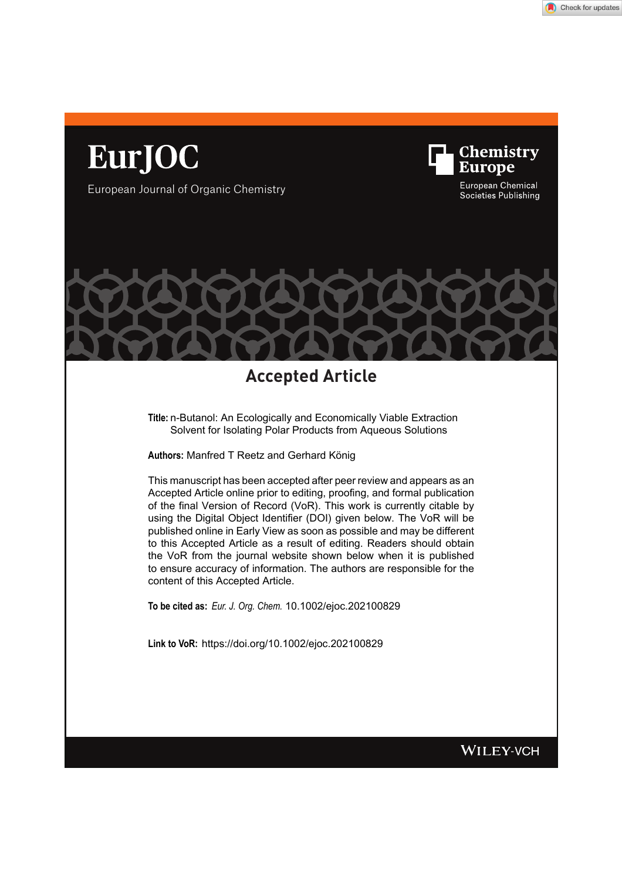# EurJOC

European Journal of Organic Chemistry

Chemistry Europe

European Chemical Societies Publishing

## Accepted Article

**Title:** n-Butanol: An Ecologically and Economically Viable Extraction Solvent for Isolating Polar Products from Aqueous Solutions

**Authors:** Manfred T Reetz and Gerhard König

This manuscript has been accepted after peer review and appears as an Accepted Article online prior to editing, proofing, and formal publication of the final Version of Record (VoR). This work is currently citable by using the Digital Object Identifier (DOI) given below. The VoR will be published online in Early View as soon as possible and may be different to this Accepted Article as a result of editing. Readers should obtain the VoR from the journal website shown below when it is published to ensure accuracy of information. The authors are responsible for the content of this Accepted Article.

**To be cited as:** *Eur. J. Org. Chem.* 10.1002/ejoc.202100829

**Link to VoR:** https://doi.org/10.1002/ejoc.202100829

WILEY-VCH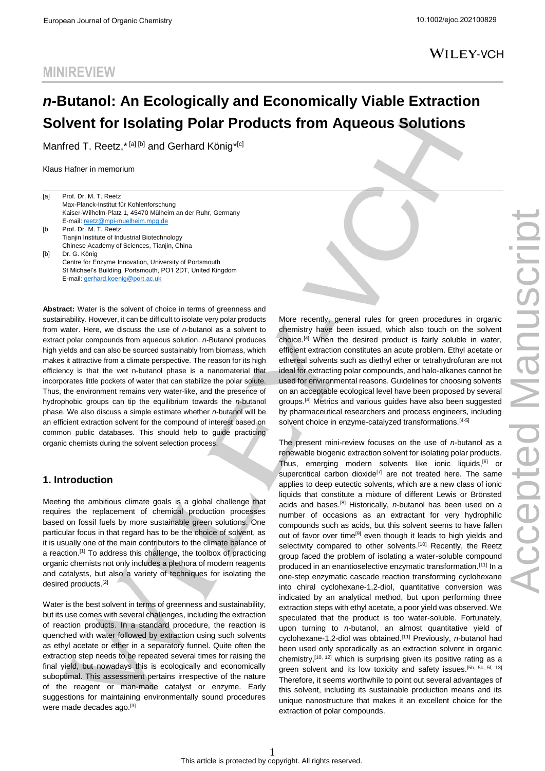# *n*-Butanol: An Ecologically and Economically Viable Extraction Solvent for Isolating Polar Products from Aqueous Solutions

Manfred T. Reetz,* [a] [b] and Gerhard König*[c]

Klaus Hafner in memorium

[a] Prof. Dr. M. T. Reetz
Max-Planck-Institut für Kohlenforschung
Kaiser-Wilhelm-Platz 1, 45470 Mülheim an der Ruhr, Germany
E-mail: reetz@mpi-muelheim.mpg.de

[b Prof. Dr. M. T. Reetz
Tianjin Institute of Industrial Biotechnology
Chinese Academy of Sciences, Tianjin, China

[b] Dr. G. König
Centre for Enzyme Innovation, University of Portsmouth
St Michael's Building, Portsmouth, PO1 2DT, United Kingdom
E-mail: gerhard.koenig@port.ac.uk

**Abstract:** Water is the solvent of choice in terms of greenness and sustainability. However, it can be difficult to isolate very polar products from water. Here, we discuss the use of *n*-butanol as a solvent to extract polar compounds from aqueous solution. *n*-Butanol produces high yields and can also be sourced sustainably from biomass, which makes it attractive from a climate perspective. The reason for its high efficiency is that the wet n-butanol phase is a nanomaterial that incorporates little pockets of water that can stabilize the polar solute. Thus, the environment remains very water-like, and the presence of hydrophobic groups can tip the equilibrium towards the *n*-butanol phase. We also discuss a simple estimate whether *n*-butanol will be an efficient extraction solvent for the compound of interest based on common public databases. This should help to guide practicing organic chemists during the solvent selection process.

## 1. Introduction

Meeting the ambitious climate goals is a global challenge that requires the replacement of chemical production processes based on fossil fuels by more sustainable green solutions. One particular focus in that regard has to be the choice of solvent, as it is usually one of the main contributors to the climate balance of a reaction.[1] To address this challenge, the toolbox of practicing organic chemists not only includes a plethora of modern reagents and catalysts, but also a variety of techniques for isolating the desired products.[2]

Water is the best solvent in terms of greenness and sustainability, but its use comes with several challenges, including the extraction of reaction products. In a standard procedure, the reaction is quenched with water followed by extraction using such solvents as ethyl acetate or ether in a separatory funnel. Quite often the extraction step needs to be repeated several times for raising the final yield, but nowadays this is ecologically and economically suboptimal. This assessment pertains irrespective of the nature of the reagent or man-made catalyst or enzyme. Early suggestions for maintaining environmentally sound procedures were made decades ago.[3]

More recently, general rules for green procedures in organic chemistry have been issued, which also touch on the solvent choice.[4] When the desired product is fairly soluble in water, efficient extraction constitutes an acute problem. Ethyl acetate or ethereal solvents such as diethyl ether or tetrahydrofuran are not ideal for extracting polar compounds, and halo-alkanes cannot be used for environmental reasons. Guidelines for choosing solvents on an acceptable ecological level have been proposed by several groups.[4] Metrics and various guides have also been suggested by pharmaceutical researchers and process engineers, including solvent choice in enzyme-catalyzed transformations.[4-5]

The present mini-review focuses on the use of *n*-butanol as a renewable biogenic extraction solvent for isolating polar products. Thus, emerging modern solvents like ionic liquids,[6] or supercritical carbon dioxide[7] are not treated here. The same applies to deep eutectic solvents, which are a new class of ionic liquids that constitute a mixture of different Lewis or Brönsted acids and bases.[8] Historically, *n*-butanol has been used on a number of occasions as an extractant for very hydrophilic compounds such as acids, but this solvent seems to have fallen out of favor over time[9] even though it leads to high yields and selectivity compared to other solvents.[10] Recently, the Reetz group faced the problem of isolating a water-soluble compound produced in an enantioselective enzymatic transformation.[11] In a one-step enzymatic cascade reaction transforming cyclohexane into chiral cyclohexane-1,2-diol, quantitative conversion was indicated by an analytical method, but upon performing three extraction steps with ethyl acetate, a poor yield was observed. We speculated that the product is too water-soluble. Fortunately, upon turning to *n*-butanol, an almost quantitative yield of cyclohexane-1,2-diol was obtained.[11] Previously, *n*-butanol had been used only sporadically as an extraction solvent in organic chemistry,[10, 12] which is surprising given its positive rating as a green solvent and its low toxicity and safety issues.[5b, 5c, 5f, 13] Therefore, it seems worthwhile to point out several advantages of this solvent, including its sustainable production means and its unique nanostructure that makes it an excellent choice for the extraction of polar compounds.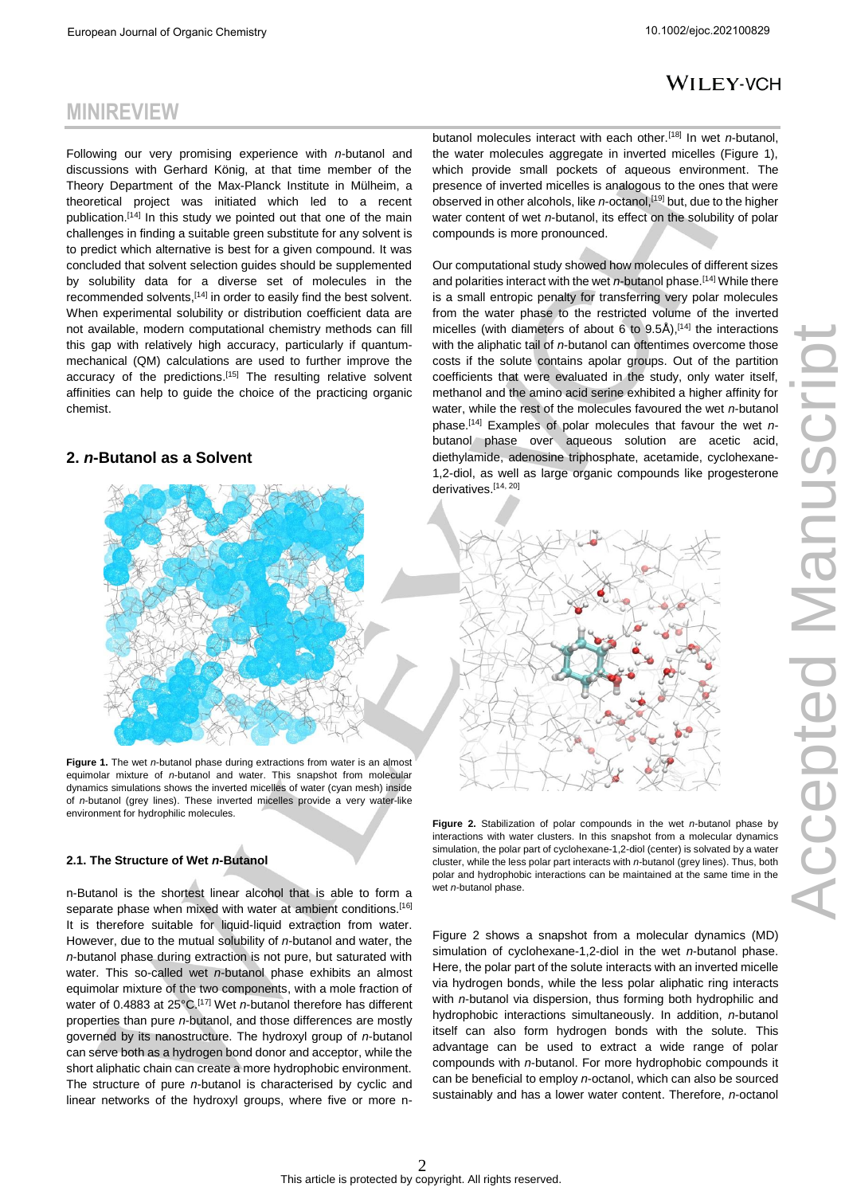Following our very promising experience with *n*-butanol and discussions with Gerhard König, at that time member of the Theory Department of the Max-Planck Institute in Mülheim, a theoretical project was initiated which led to a recent publication.[14] In this study we pointed out that one of the main challenges in finding a suitable green substitute for any solvent is to predict which alternative is best for a given compound. It was concluded that solvent selection guides should be supplemented by solubility data for a diverse set of molecules in the recommended solvents,[14] in order to easily find the best solvent. When experimental solubility or distribution coefficient data are not available, modern computational chemistry methods can fill this gap with relatively high accuracy, particularly if quantum-mechanical (QM) calculations are used to further improve the accuracy of the predictions.[15] The resulting relative solvent affinities can help to guide the choice of the practicing organic chemist.

## 2. *n*-Butanol as a Solvent

**Figure 1.** The wet *n*-butanol phase during extractions from water is an almost equimolar mixture of *n*-butanol and water. This snapshot from molecular dynamics simulations shows the inverted micelles of water (cyan mesh) inside of *n*-butanol (grey lines). These inverted micelles provide a very water-like environment for hydrophilic molecules.

### 2.1. The Structure of Wet *n*-Butanol

n-Butanol is the shortest linear alcohol that is able to form a separate phase when mixed with water at ambient conditions.[16] It is therefore suitable for liquid-liquid extraction from water. However, due to the mutual solubility of *n*-butanol and water, the *n*-butanol phase during extraction is not pure, but saturated with water. This so-called wet *n*-butanol phase exhibits an almost equimolar mixture of the two components, with a mole fraction of water of 0.4883 at 25°C.[17] Wet *n*-butanol therefore has different properties than pure *n*-butanol, and those differences are mostly governed by its nanostructure. The hydroxyl group of *n*-butanol can serve both as a hydrogen bond donor and acceptor, while the short aliphatic chain can create a more hydrophobic environment. The structure of pure *n*-butanol is characterised by cyclic and linear networks of the hydroxyl groups, where five or more n-butanol molecules interact with each other.[18] In wet *n*-butanol, the water molecules aggregate in inverted micelles (Figure 1), which provide small pockets of aqueous environment. The presence of inverted micelles is analogous to the ones that were observed in other alcohols, like *n*-octanol,[19] but, due to the higher water content of wet *n*-butanol, its effect on the solubility of polar compounds is more pronounced.

Our computational study showed how molecules of different sizes and polarities interact with the wet *n*-butanol phase.[14] While there is a small entropic penalty for transferring very polar molecules from the water phase to the restricted volume of the inverted micelles (with diameters of about 6 to 9.5Å),[14] the interactions with the aliphatic tail of *n*-butanol can oftentimes overcome those costs if the solute contains apolar groups. Out of the partition coefficients that were evaluated in the study, only water itself, methanol and the amino acid serine exhibited a higher affinity for water, while the rest of the molecules favoured the wet *n*-butanol phase.[14] Examples of polar molecules that favour the wet *n*-butanol phase over aqueous solution are acetic acid, diethylamide, adenosine triphosphate, acetamide, cyclohexane-1,2-diol, as well as large organic compounds like progesterone derivatives.[14, 20]

**Figure 2.** Stabilization of polar compounds in the wet *n*-butanol phase by interactions with water clusters. In this snapshot from a molecular dynamics simulation, the polar part of cyclohexane-1,2-diol (center) is solvated by a water cluster, while the less polar part interacts with *n*-butanol (grey lines). Thus, both polar and hydrophobic interactions can be maintained at the same time in the wet *n*-butanol phase.

Figure 2 shows a snapshot from a molecular dynamics (MD) simulation of cyclohexane-1,2-diol in the wet *n*-butanol phase. Here, the polar part of the solute interacts with an inverted micelle via hydrogen bonds, while the less polar aliphatic ring interacts with *n*-butanol via dispersion, thus forming both hydrophilic and hydrophobic interactions simultaneously. In addition, *n*-butanol itself can also form hydrogen bonds with the solute. This advantage can be used to extract a wide range of polar compounds with *n*-butanol. For more hydrophobic compounds it can be beneficial to employ *n*-octanol, which can also be sourced sustainably and has a lower water content. Therefore, *n*-octanol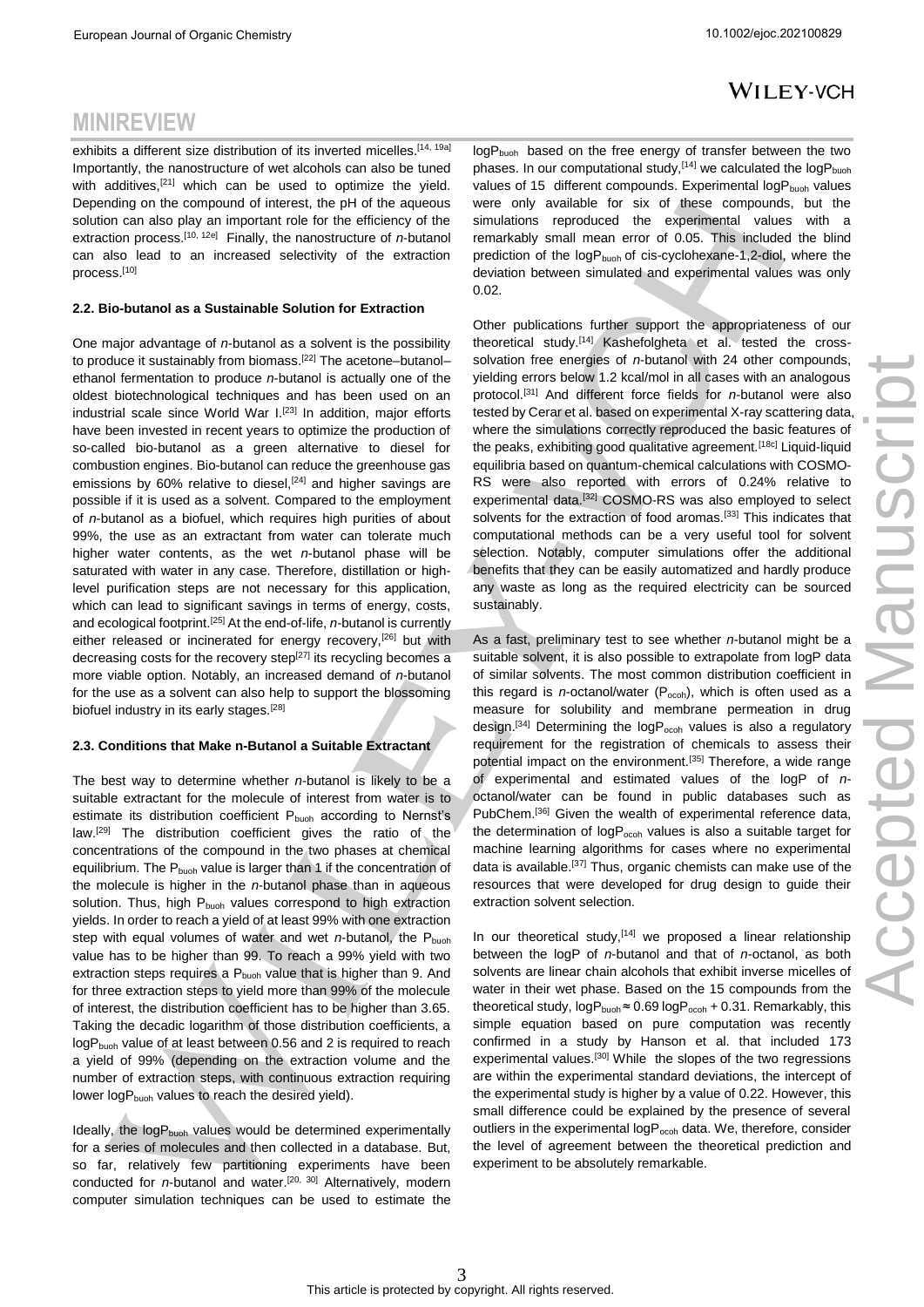exhibits a different size distribution of its inverted micelles.[14, 19a] Importantly, the nanostructure of wet alcohols can also be tuned with additives,[21] which can be used to optimize the yield. Depending on the compound of interest, the pH of the aqueous solution can also play an important role for the efficiency of the extraction process.[10, 12e] Finally, the nanostructure of *n*-butanol can also lead to an increased selectivity of the extraction process.[10]

### 2.2. Bio-butanol as a Sustainable Solution for Extraction

One major advantage of *n*-butanol as a solvent is the possibility to produce it sustainably from biomass.[22] The acetone–butanol–ethanol fermentation to produce *n*-butanol is actually one of the oldest biotechnological techniques and has been used on an industrial scale since World War I.[23] In addition, major efforts have been invested in recent years to optimize the production of so-called bio-butanol as a green alternative to diesel for combustion engines. Bio-butanol can reduce the greenhouse gas emissions by 60% relative to diesel,[24] and higher savings are possible if it is used as a solvent. Compared to the employment of *n*-butanol as a biofuel, which requires high purities of about 99%, the use as an extractant from water can tolerate much higher water contents, as the wet *n*-butanol phase will be saturated with water in any case. Therefore, distillation or high-level purification steps are not necessary for this application, which can lead to significant savings in terms of energy, costs, and ecological footprint.[25] At the end-of-life, *n*-butanol is currently either released or incinerated for energy recovery,[26] but with decreasing costs for the recovery step[27] its recycling becomes a more viable option. Notably, an increased demand of *n*-butanol for the use as a solvent can also help to support the blossoming biofuel industry in its early stages.[28]

### 2.3. Conditions that Make n-Butanol a Suitable Extractant

The best way to determine whether *n*-butanol is likely to be a suitable extractant for the molecule of interest from water is to estimate its distribution coefficient $P_{buoh}$ according to Nernst's law.[29] The distribution coefficient gives the ratio of the concentrations of the compound in the two phases at chemical equilibrium. The $P_{buoh}$ value is larger than 1 if the concentration of the molecule is higher in the *n*-butanol phase than in aqueous solution. Thus, high $P_{buoh}$ values correspond to high extraction yields. In order to reach a yield of at least 99% with one extraction step with equal volumes of water and wet *n*-butanol, the $P_{buoh}$ value has to be higher than 99. To reach a 99% yield with two extraction steps requires a $P_{buoh}$ value that is higher than 9. And for three extraction steps to yield more than 99% of the molecule of interest, the distribution coefficient has to be higher than 3.65. Taking the decadic logarithm of those distribution coefficients, a $\log P_{buoh}$ value of at least between 0.56 and 2 is required to reach a yield of 99% (depending on the extraction volume and the number of extraction steps, with continuous extraction requiring lower $\log P_{buoh}$ values to reach the desired yield).

Ideally, the $\log P_{buoh}$ values would be determined experimentally for a series of molecules and then collected in a database. But, so far, relatively few partitioning experiments have been conducted for *n*-butanol and water.[20, 30] Alternatively, modern computer simulation techniques can be used to estimate the $\log P_{buoh}$ based on the free energy of transfer between the two phases. In our computational study,[14] we calculated the $\log P_{buoh}$ values of 15 different compounds. Experimental $\log P_{buoh}$ values were only available for six of these compounds, but the simulations reproduced the experimental values with a remarkably small mean error of 0.05. This included the blind prediction of the $\log P_{buoh}$ of cis-cyclohexane-1,2-diol, where the deviation between simulated and experimental values was only 0.02.

Other publications further support the appropriateness of our theoretical study.[14] Kashefolgheta et al. tested the cross-solvation free energies of *n*-butanol with 24 other compounds, yielding errors below 1.2 kcal/mol in all cases with an analogous protocol.[31] And different force fields for *n*-butanol were also tested by Cerar et al. based on experimental X-ray scattering data, where the simulations correctly reproduced the basic features of the peaks, exhibiting good qualitative agreement.[18c] Liquid-liquid equilibria based on quantum-chemical calculations with COSMO-RS were also reported with errors of 0.24% relative to experimental data.[32] COSMO-RS was also employed to select solvents for the extraction of food aromas.[33] This indicates that computational methods can be a very useful tool for solvent selection. Notably, computer simulations offer the additional benefits that they can be easily automatized and hardly produce any waste as long as the required electricity can be sourced sustainably.

As a fast, preliminary test to see whether *n*-butanol might be a suitable solvent, it is also possible to extrapolate from logP data of similar solvents. The most common distribution coefficient in this regard is *n*-octanol/water ($P_{ocoh}$), which is often used as a measure for solubility and membrane permeation in drug design.[34] Determining the $\log P_{ocoh}$ values is also a regulatory requirement for the registration of chemicals to assess their potential impact on the environment.[35] Therefore, a wide range of experimental and estimated values of the logP of *n*-octanol/water can be found in public databases such as PubChem.[36] Given the wealth of experimental reference data, the determination of $\log P_{ocoh}$ values is also a suitable target for machine learning algorithms for cases where no experimental data is available.[37] Thus, organic chemists can make use of the resources that were developed for drug design to guide their extraction solvent selection.

In our theoretical study,[14] we proposed a linear relationship between the logP of *n*-butanol and that of *n*-octanol, as both solvents are linear chain alcohols that exhibit inverse micelles of water in their wet phase. Based on the 15 compounds from the theoretical study, $\log P_{buoh} \approx 0.69 \log P_{ocoh} + 0.31$. Remarkably, this simple equation based on pure computation was recently confirmed in a study by Hanson et al. that included 173 experimental values.[30] While the slopes of the two regressions are within the experimental standard deviations, the intercept of the experimental study is higher by a value of 0.22. However, this small difference could be explained by the presence of several outliers in the experimental $\log P_{ocoh}$ data. We, therefore, consider the level of agreement between the theoretical prediction and experiment to be absolutely remarkable.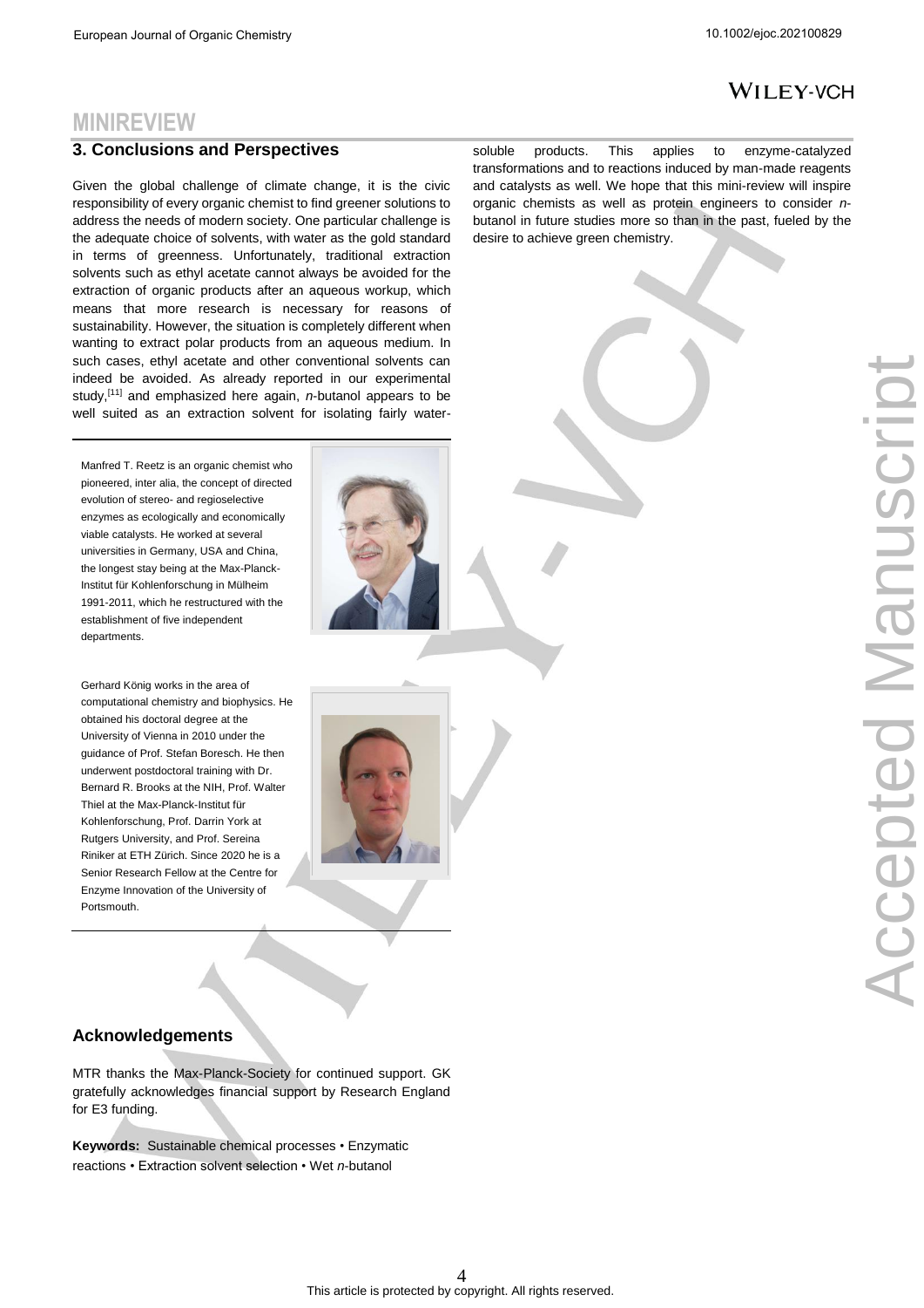## 3. Conclusions and Perspectives

Given the global challenge of climate change, it is the civic responsibility of every organic chemist to find greener solutions to address the needs of modern society. One particular challenge is the adequate choice of solvents, with water as the gold standard in terms of greenness. Unfortunately, traditional extraction solvents such as ethyl acetate cannot always be avoided for the extraction of organic products after an aqueous workup, which means that more research is necessary for reasons of sustainability. However, the situation is completely different when wanting to extract polar products from an aqueous medium. In such cases, ethyl acetate and other conventional solvents can indeed be avoided. As already reported in our experimental study,[11] and emphasized here again, *n*-butanol appears to be well suited as an extraction solvent for isolating fairly water-soluble products. This applies to enzyme-catalyzed transformations and to reactions induced by man-made reagents and catalysts as well. We hope that this mini-review will inspire organic chemists as well as protein engineers to consider *n*-butanol in future studies more so than in the past, fueled by the desire to achieve green chemistry.

Manfred T. Reetz is an organic chemist who pioneered, inter alia, the concept of directed evolution of stereo- and regioselective enzymes as ecologically and economically viable catalysts. He worked at several universities in Germany, USA and China, the longest stay being at the Max-Planck-Institut für Kohlenforschung in Mülheim 1991-2011, which he restructured with the establishment of five independent departments.

Gerhard König works in the area of computational chemistry and biophysics. He obtained his doctoral degree at the University of Vienna in 2010 under the guidance of Prof. Stefan Boresch. He then underwent postdoctoral training with Dr. Bernard R. Brooks at the NIH, Prof. Walter Thiel at the Max-Planck-Institut für Kohlenforschung, Prof. Darrin York at Rutgers University, and Prof. Sereina Riniker at ETH Zürich. Since 2020 he is a Senior Research Fellow at the Centre for Enzyme Innovation of the University of Portsmouth.

## Acknowledgements

MTR thanks the Max-Planck-Society for continued support. GK gratefully acknowledges financial support by Research England for E3 funding.

**Keywords:** Sustainable chemical processes • Enzymatic reactions • Extraction solvent selection • Wet *n*-butanol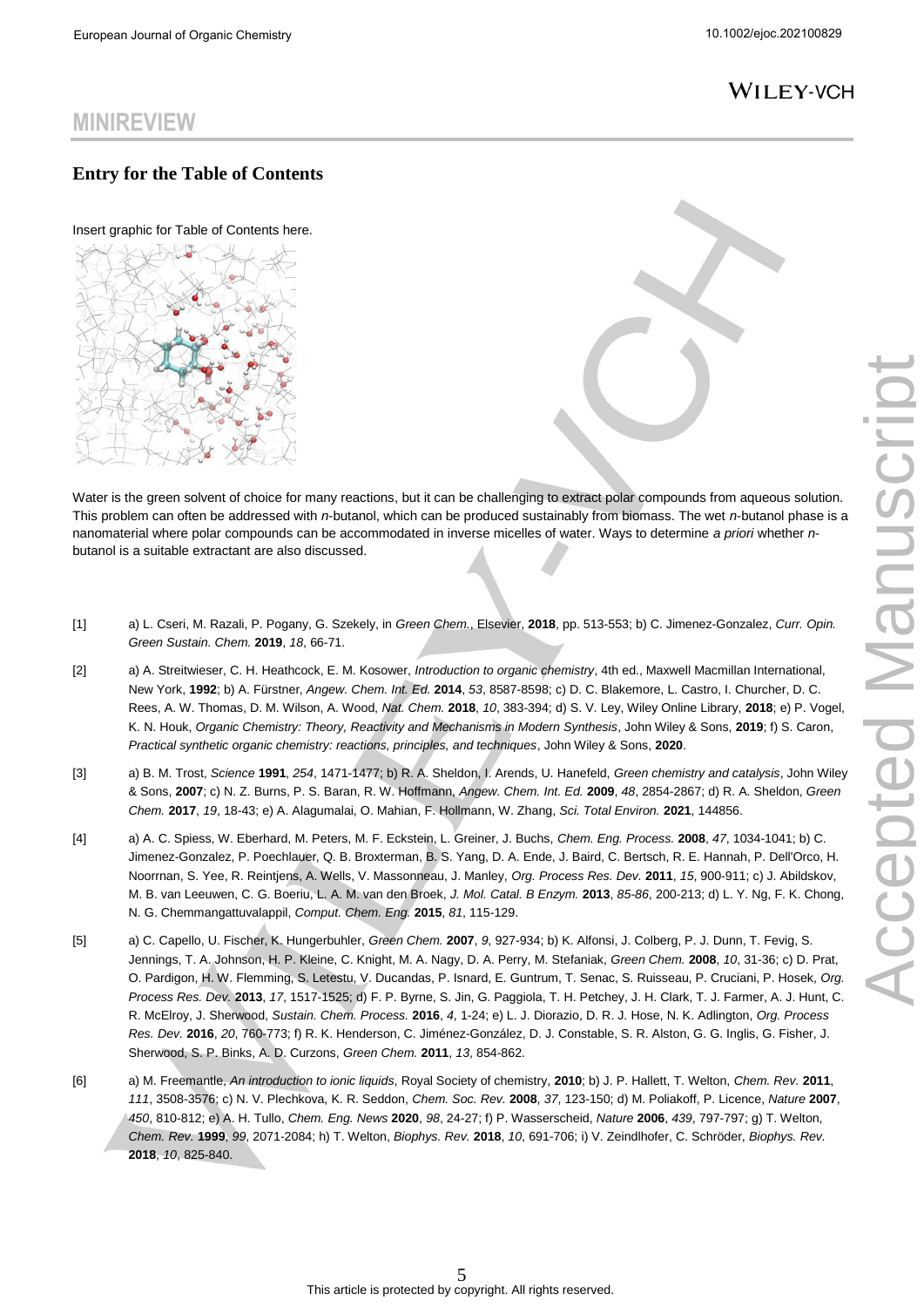# MINIREVIEW

## Entry for the Table of Contents

Insert graphic for Table of Contents here.

Water is the green solvent of choice for many reactions, but it can be challenging to extract polar compounds from aqueous solution. This problem can often be addressed with *n*-butanol, which can be produced sustainably from biomass. The wet *n*-butanol phase is a nanomaterial where polar compounds can be accommodated in inverse micelles of water. Ways to determine *a priori* whether *n*-butanol is a suitable extractant are also discussed.

[1] a) L. Cseri, M. Razali, P. Pogany, G. Szekely, in *Green Chem.*, Elsevier, **2018**, pp. 513-553; b) C. Jimenez-Gonzalez, *Curr. Opin. Green Sustain. Chem.* **2019**, *18*, 66-71.

[2] a) A. Streitwieser, C. H. Heathcock, E. M. Kosower, *Introduction to organic chemistry*, 4th ed., Maxwell Macmillan International, New York, **1992**; b) A. Fürstner, *Angew. Chem. Int. Ed.* **2014**, *53*, 8587-8598; c) D. C. Blakemore, L. Castro, I. Churcher, D. C. Rees, A. W. Thomas, D. M. Wilson, A. Wood, *Nat. Chem.* **2018**, *10*, 383-394; d) S. V. Ley, Wiley Online Library, **2018**; e) P. Vogel, K. N. Houk, *Organic Chemistry: Theory, Reactivity and Mechanisms in Modern Synthesis*, John Wiley & Sons, **2019**; f) S. Caron, *Practical synthetic organic chemistry: reactions, principles, and techniques*, John Wiley & Sons, **2020**.

[3] a) B. M. Trost, *Science* **1991**, *254*, 1471-1477; b) R. A. Sheldon, I. Arends, U. Hanefeld, *Green chemistry and catalysis*, John Wiley & Sons, **2007**; c) N. Z. Burns, P. S. Baran, R. W. Hoffmann, *Angew. Chem. Int. Ed.* **2009**, *48*, 2854-2867; d) R. A. Sheldon, *Green Chem.* **2017**, *19*, 18-43; e) A. Alagumalai, O. Mahian, F. Hollmann, W. Zhang, *Sci. Total Environ.* **2021**, 144856.

[4] a) A. C. Spiess, W. Eberhard, M. Peters, M. F. Eckstein, L. Greiner, J. Buchs, *Chem. Eng. Process.* **2008**, *47*, 1034-1041; b) C. Jimenez-Gonzalez, P. Poechlauer, Q. B. Broxterman, B. S. Yang, D. A. Ende, J. Baird, C. Bertsch, R. E. Hannah, P. Dell'Orco, H. Noorrnan, S. Yee, R. Reintjens, A. Wells, V. Massonneau, J. Manley, *Org. Process Res. Dev.* **2011**, *15*, 900-911; c) J. Abildskov, M. B. van Leeuwen, C. G. Boeriu, L. A. M. van den Broek, *J. Mol. Catal. B Enzym.* **2013**, *85-86*, 200-213; d) L. Y. Ng, F. K. Chong, N. G. Chemmangattuvalappil, *Comput. Chem. Eng.* **2015**, *81*, 115-129.

[5] a) C. Capello, U. Fischer, K. Hungerbuhler, *Green Chem.* **2007**, *9*, 927-934; b) K. Alfonsi, J. Colberg, P. J. Dunn, T. Fevig, S. Jennings, T. A. Johnson, H. P. Kleine, C. Knight, M. A. Nagy, D. A. Perry, M. Stefaniak, *Green Chem.* **2008**, *10*, 31-36; c) D. Prat, O. Pardigon, H. W. Flemming, S. Letestu, V. Ducandas, P. Isnard, E. Guntrum, T. Senac, S. Ruisseau, P. Cruciani, P. Hosek, *Org. Process Res. Dev.* **2013**, *17*, 1517-1525; d) F. P. Byrne, S. Jin, G. Paggiola, T. H. Petchey, J. H. Clark, T. J. Farmer, A. J. Hunt, C. R. McElroy, J. Sherwood, *Sustain. Chem. Process.* **2016**, *4*, 1-24; e) L. J. Diorazio, D. R. J. Hose, N. K. Adlington, *Org. Process Res. Dev.* **2016**, *20*, 760-773; f) R. K. Henderson, C. Jiménez-González, D. J. Constable, S. R. Alston, G. G. Inglis, G. Fisher, J. Sherwood, S. P. Binks, A. D. Curzons, *Green Chem.* **2011**, *13*, 854-862.

[6] a) M. Freemantle, *An introduction to ionic liquids*, Royal Society of chemistry, **2010**; b) J. P. Hallett, T. Welton, *Chem. Rev.* **2011**, *111*, 3508-3576; c) N. V. Plechkova, K. R. Seddon, *Chem. Soc. Rev.* **2008**, *37*, 123-150; d) M. Poliakoff, P. Licence, *Nature* **2007**, *450*, 810-812; e) A. H. Tullo, *Chem. Eng. News* **2020**, *98*, 24-27; f) P. Wasserscheid, *Nature* **2006**, *439*, 797-797; g) T. Welton, *Chem. Rev.* **1999**, *99*, 2071-2084; h) T. Welton, *Biophys. Rev.* **2018**, *10*, 691-706; i) V. Zeindlhofer, C. Schröder, *Biophys. Rev.* **2018**, *10*, 825-840.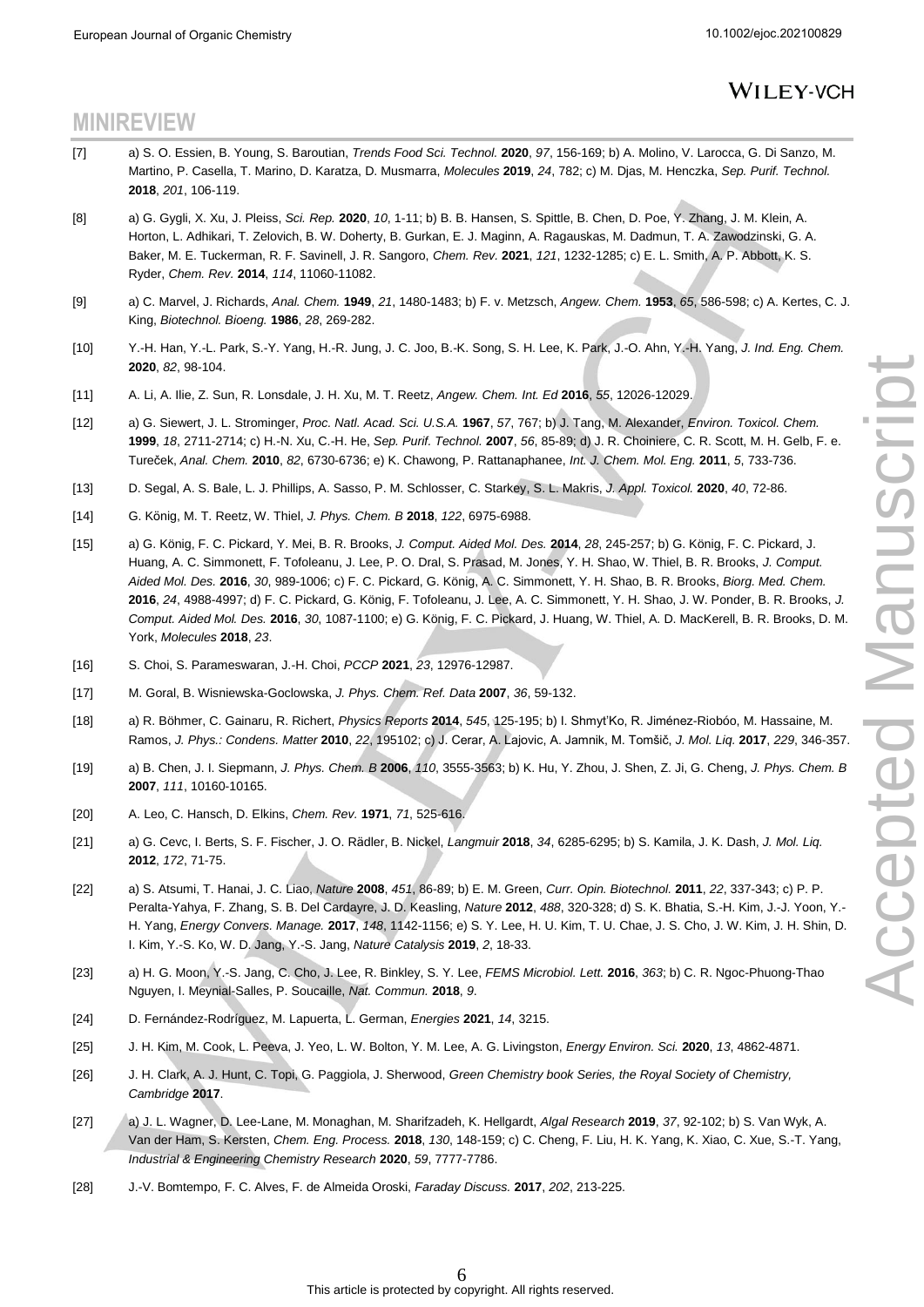[7] a) S. O. Essien, B. Young, S. Baroutian, *Trends Food Sci. Technol.* **2020**, *97*, 156-169; b) A. Molino, V. Larocca, G. Di Sanzo, M. Martino, P. Casella, T. Marino, D. Karatza, D. Musmarra, *Molecules* **2019**, *24*, 782; c) M. Djas, M. Henczka, *Sep. Purif. Technol.* **2018**, *201*, 106-119.

[8] a) G. Gygli, X. Xu, J. Pleiss, *Sci. Rep.* **2020**, *10*, 1-11; b) B. B. Hansen, S. Spittle, B. Chen, D. Poe, Y. Zhang, J. M. Klein, A. Horton, L. Adhikari, T. Zelovich, B. W. Doherty, B. Gurkan, E. J. Maginn, A. Ragauskas, M. Dadmun, T. A. Zawodzinski, G. A. Baker, M. E. Tuckerman, R. F. Savinell, J. R. Sangoro, *Chem. Rev.* **2021**, *121*, 1232-1285; c) E. L. Smith, A. P. Abbott, K. S. Ryder, *Chem. Rev.* **2014**, *114*, 11060-11082.

[9] a) C. Marvel, J. Richards, *Anal. Chem.* **1949**, *21*, 1480-1483; b) F. v. Metzsch, *Angew. Chem.* **1953**, *65*, 586-598; c) A. Kertes, C. J. King, *Biotechnol. Bioeng.* **1986**, *28*, 269-282.

[10] Y.-H. Han, Y.-L. Park, S.-Y. Yang, H.-R. Jung, J. C. Joo, B.-K. Song, S. H. Lee, K. Park, J.-O. Ahn, Y.-H. Yang, *J. Ind. Eng. Chem.* **2020**, *82*, 98-104.

[11] A. Li, A. Ilie, Z. Sun, R. Lonsdale, J. H. Xu, M. T. Reetz, *Angew. Chem. Int. Ed* **2016**, *55*, 12026-12029.

[12] a) G. Siewert, J. L. Strominger, *Proc. Natl. Acad. Sci. U.S.A.* **1967**, *57*, 767; b) J. Tang, M. Alexander, *Environ. Toxicol. Chem.* **1999**, *18*, 2711-2714; c) H.-N. Xu, C.-H. He, *Sep. Purif. Technol.* **2007**, *56*, 85-89; d) J. R. Choiniere, C. R. Scott, M. H. Gelb, F. e. Tureček, *Anal. Chem.* **2010**, *82*, 6730-6736; e) K. Chawong, P. Rattanaphanee, *Int. J. Chem. Mol. Eng.* **2011**, *5*, 733-736.

[13] D. Segal, A. S. Bale, L. J. Phillips, A. Sasso, P. M. Schlosser, C. Starkey, S. L. Makris, *J. Appl. Toxicol.* **2020**, *40*, 72-86.

[14] G. König, M. T. Reetz, W. Thiel, *J. Phys. Chem. B* **2018**, *122*, 6975-6988.

[15] a) G. König, F. C. Pickard, Y. Mei, B. R. Brooks, *J. Comput. Aided Mol. Des.* **2014**, *28*, 245-257; b) G. König, F. C. Pickard, J. Huang, A. C. Simmonett, F. Tofoleanu, J. Lee, P. O. Dral, S. Prasad, M. Jones, Y. H. Shao, W. Thiel, B. R. Brooks, *J. Comput. Aided Mol. Des.* **2016**, *30*, 989-1006; c) F. C. Pickard, G. König, A. C. Simmonett, Y. H. Shao, B. R. Brooks, *Biorg. Med. Chem.* **2016**, *24*, 4988-4997; d) F. C. Pickard, G. König, F. Tofoleanu, J. Lee, A. C. Simmonett, Y. H. Shao, J. W. Ponder, B. R. Brooks, *J. Comput. Aided Mol. Des.* **2016**, *30*, 1087-1100; e) G. König, F. C. Pickard, J. Huang, W. Thiel, A. D. MacKerell, B. R. Brooks, D. M. York, *Molecules* **2018**, *23*.

[16] S. Choi, S. Parameswaran, J.-H. Choi, *PCCP* **2021**, *23*, 12976-12987.

[17] M. Goral, B. Wisniewska-Goclowska, *J. Phys. Chem. Ref. Data* **2007**, *36*, 59-132.

[18] a) R. Böhmer, C. Gainaru, R. Richert, *Physics Reports* **2014**, *545*, 125-195; b) I. Shmyt'Ko, R. Jiménez-Riobóo, M. Hassaine, M. Ramos, *J. Phys.: Condens. Matter* **2010**, *22*, 195102; c) J. Cerar, A. Lajovic, A. Jamnik, M. Tomšič, *J. Mol. Liq.* **2017**, *229*, 346-357.

[19] a) B. Chen, J. I. Siepmann, *J. Phys. Chem. B* **2006**, *110*, 3555-3563; b) K. Hu, Y. Zhou, J. Shen, Z. Ji, G. Cheng, *J. Phys. Chem. B* **2007**, *111*, 10160-10165.

[20] A. Leo, C. Hansch, D. Elkins, *Chem. Rev.* **1971**, *71*, 525-616.

[21] a) G. Cevc, I. Berts, S. F. Fischer, J. O. Rädler, B. Nickel, *Langmuir* **2018**, *34*, 6285-6295; b) S. Kamila, J. K. Dash, *J. Mol. Liq.* **2012**, *172*, 71-75.

[22] a) S. Atsumi, T. Hanai, J. C. Liao, *Nature* **2008**, *451*, 86-89; b) E. M. Green, *Curr. Opin. Biotechnol.* **2011**, *22*, 337-343; c) P. P. Peralta-Yahya, F. Zhang, S. B. Del Cardayre, J. D. Keasling, *Nature* **2012**, *488*, 320-328; d) S. K. Bhatia, S.-H. Kim, J.-J. Yoon, Y.-H. Yang, *Energy Convers. Manage.* **2017**, *148*, 1142-1156; e) S. Y. Lee, H. U. Kim, T. U. Chae, J. S. Cho, J. W. Kim, J. H. Shin, D. I. Kim, Y.-S. Ko, W. D. Jang, Y.-S. Jang, *Nature Catalysis* **2019**, *2*, 18-33.

[23] a) H. G. Moon, Y.-S. Jang, C. Cho, J. Lee, R. Binkley, S. Y. Lee, *FEMS Microbiol. Lett.* **2016**, *363*; b) C. R. Ngoc-Phuong-Thao Nguyen, I. Meynial-Salles, P. Soucaille, *Nat. Commun.* **2018**, *9*.

[24] D. Fernández-Rodríguez, M. Lapuerta, L. German, *Energies* **2021**, *14*, 3215.

[25] J. H. Kim, M. Cook, L. Peeva, J. Yeo, L. W. Bolton, Y. M. Lee, A. G. Livingston, *Energy Environ. Sci.* **2020**, *13*, 4862-4871.

[26] J. H. Clark, A. J. Hunt, C. Topi, G. Paggiola, J. Sherwood, *Green Chemistry book Series, the Royal Society of Chemistry, Cambridge* **2017**.

[27] a) J. L. Wagner, D. Lee-Lane, M. Monaghan, M. Sharifzadeh, K. Hellgardt, *Algal Research* **2019**, *37*, 92-102; b) S. Van Wyk, A. Van der Ham, S. Kersten, *Chem. Eng. Process.* **2018**, *130*, 148-159; c) C. Cheng, F. Liu, H. K. Yang, K. Xiao, C. Xue, S.-T. Yang, *Industrial & Engineering Chemistry Research* **2020**, *59*, 7777-7786.

[28] J.-V. Bomtempo, F. C. Alves, F. de Almeida Oroski, *Faraday Discuss.* **2017**, *202*, 213-225.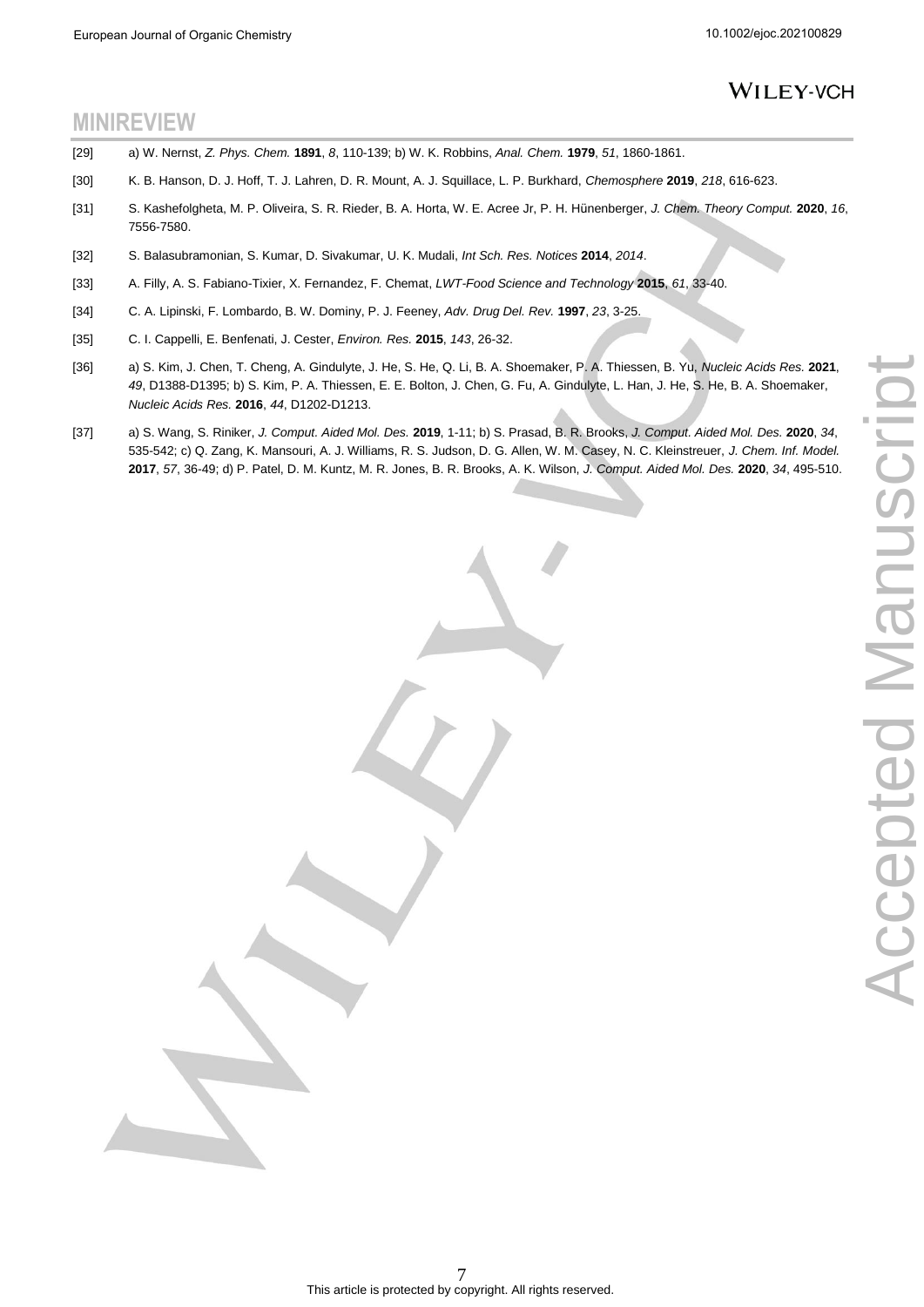[29] a) W. Nernst, *Z. Phys. Chem.* **1891**, *8*, 110-139; b) W. K. Robbins, *Anal. Chem.* **1979**, *51*, 1860-1861.

[30] K. B. Hanson, D. J. Hoff, T. J. Lahren, D. R. Mount, A. J. Squillace, L. P. Burkhard, *Chemosphere* **2019**, *218*, 616-623.

[31] S. Kashefolgheta, M. P. Oliveira, S. R. Rieder, B. A. Horta, W. E. Acree Jr, P. H. Hünenberger, *J. Chem. Theory Comput.* **2020**, *16*, 7556-7580.

[32] S. Balasubramonian, S. Kumar, D. Sivakumar, U. K. Mudali, *Int Sch. Res. Notices* **2014**, *2014*.

[33] A. Filly, A. S. Fabiano-Tixier, X. Fernandez, F. Chemat, *LWT-Food Science and Technology* **2015**, *61*, 33-40.

[34] C. A. Lipinski, F. Lombardo, B. W. Dominy, P. J. Feeney, *Adv. Drug Del. Rev.* **1997**, *23*, 3-25.

[35] C. I. Cappelli, E. Benfenati, J. Cester, *Environ. Res.* **2015**, *143*, 26-32.

[36] a) S. Kim, J. Chen, T. Cheng, A. Gindulyte, J. He, S. He, Q. Li, B. A. Shoemaker, P. A. Thiessen, B. Yu, *Nucleic Acids Res.* **2021**, *49*, D1388-D1395; b) S. Kim, P. A. Thiessen, E. E. Bolton, J. Chen, G. Fu, A. Gindulyte, L. Han, J. He, S. He, B. A. Shoemaker, *Nucleic Acids Res.* **2016**, *44*, D1202-D1213.

[37] a) S. Wang, S. Riniker, *J. Comput. Aided Mol. Des.* **2019**, 1-11; b) S. Prasad, B. R. Brooks, *J. Comput. Aided Mol. Des.* **2020**, *34*, 535-542; c) Q. Zang, K. Mansouri, A. J. Williams, R. S. Judson, D. G. Allen, W. M. Casey, N. C. Kleinstreuer, *J. Chem. Inf. Model.* **2017**, *57*, 36-49; d) P. Patel, D. M. Kuntz, M. R. Jones, B. R. Brooks, A. K. Wilson, *J. Comput. Aided Mol. Des.* **2020**, *34*, 495-510.